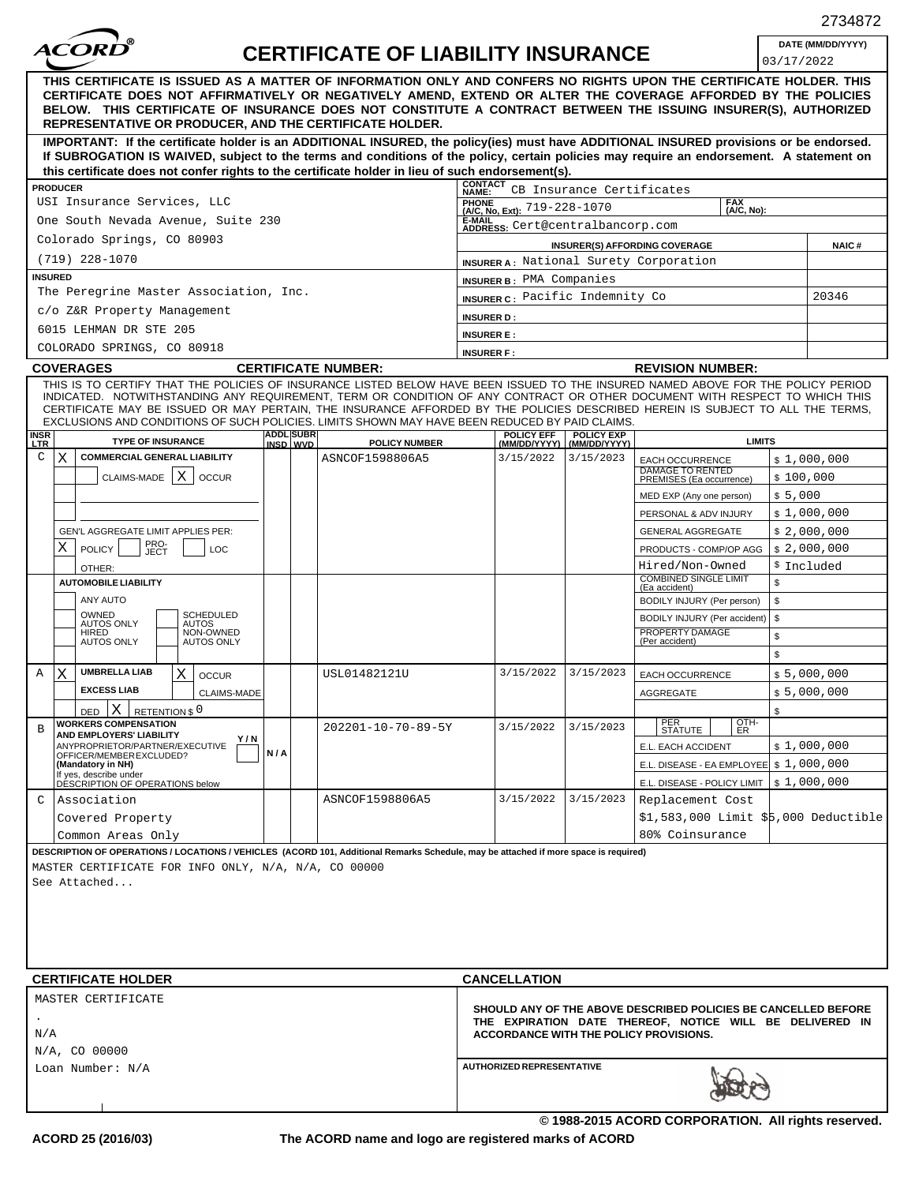2734872

# ACORD® CERTIFICATE OF LIABILITY INSURANCE

**DATE (MM/DD/YYYY):** 03/17/2022

**THIS CERTIFICATE IS ISSUED AS A MATTER OF INFORMATION ONLY AND CONFERS NO RIGHTS UPON THE CERTIFICATE HOLDER. THIS CERTIFICATE DOES NOT AFFIRMATIVELY OR NEGATIVELY AMEND, EXTEND OR ALTER THE COVERAGE AFFORDED BY THE POLICIES BELOW. THIS CERTIFICATE OF INSURANCE DOES NOT CONSTITUTE A CONTRACT BETWEEN THE ISSUING INSURER(S), AUTHORIZED REPRESENTATIVE OR PRODUCER, AND THE CERTIFICATE HOLDER.**

**IMPORTANT: If the certificate holder is an ADDITIONAL INSURED, the policy(ies) must have ADDITIONAL INSURED provisions or be endorsed. If SUBROGATION IS WAIVED, subject to the terms and conditions of the policy, certain policies may require an endorsement. A statement on this certificate does not confer rights to the certificate holder in lieu of such endorsement(s).**

| PRODUCER | |
|---|---|
| USI Insurance Services, LLC<br>One South Nevada Avenue, Suite 230<br>Colorado Springs, CO 80903<br>(719) 228-1070 | CONTACT NAME: CB Insurance Certificates<br>PHONE (A/C, No, Ext): 719-228-1070 FAX (A/C, No):<br>E-MAIL ADDRESS: Cert@centralbancorp.com |

| INSURER(S) AFFORDING COVERAGE | NAIC # |
|---|---|
| INSURER A : National Surety Corporation | |
| INSURER B : PMA Companies | |
| INSURER C : Pacific Indemnity Co | 20346 |
| INSURER D : | |
| INSURER E : | |
| INSURER F : | |

**INSURED**
The Peregrine Master Association, Inc.
c/o Z&R Property Management
6015 LEHMAN DR STE 205
COLORADO SPRINGS, CO 80918

## COVERAGES

**CERTIFICATE NUMBER:** **REVISION NUMBER:**

THIS IS TO CERTIFY THAT THE POLICIES OF INSURANCE LISTED BELOW HAVE BEEN ISSUED TO THE INSURED NAMED ABOVE FOR THE POLICY PERIOD INDICATED. NOTWITHSTANDING ANY REQUIREMENT, TERM OR CONDITION OF ANY CONTRACT OR OTHER DOCUMENT WITH RESPECT TO WHICH THIS CERTIFICATE MAY BE ISSUED OR MAY PERTAIN, THE INSURANCE AFFORDED BY THE POLICIES DESCRIBED HEREIN IS SUBJECT TO ALL THE TERMS, EXCLUSIONS AND CONDITIONS OF SUCH POLICIES. LIMITS SHOWN MAY HAVE BEEN REDUCED BY PAID CLAIMS.

| INSR LTR | TYPE OF INSURANCE | ADDL INSD | SUBR WVD | POLICY NUMBER | POLICY EFF (MM/DD/YYYY) | POLICY EXP (MM/DD/YYYY) | LIMITS | |
|---|---|---|---|---|---|---|---|---|
| C | X COMMERCIAL GENERAL LIABILITY | | | ASNCOF1598806A5 | 3/15/2022 | 3/15/2023 | EACH OCCURRENCE | $ 1,000,000 |
| | CLAIMS-MADE [X] OCCUR | | | | | | DAMAGE TO RENTED PREMISES (Ea occurrence) | $ 100,000 |
| | | | | | | | MED EXP (Any one person) | $ 5,000 |
| | | | | | | | PERSONAL & ADV INJURY | $ 1,000,000 |
| | GEN'L AGGREGATE LIMIT APPLIES PER: | | | | | | GENERAL AGGREGATE | $ 2,000,000 |
| | [X] POLICY [ ] PRO-JECT [ ] LOC | | | | | | PRODUCTS - COMP/OP AGG | $ 2,000,000 |
| | OTHER: | | | | | | Hired/Non-Owned | $ Included |
| | AUTOMOBILE LIABILITY | | | | | | COMBINED SINGLE LIMIT (Ea accident) | $ |
| | ANY AUTO | | | | | | BODILY INJURY (Per person) | $ |
| | OWNED AUTOS ONLY / SCHEDULED AUTOS | | | | | | BODILY INJURY (Per accident) | $ |
| | HIRED AUTOS ONLY / NON-OWNED AUTOS ONLY | | | | | | PROPERTY DAMAGE (Per accident) | $ |
| | | | | | | | | $ |
| A | X UMBRELLA LIAB [X] OCCUR | | | USL01482121U | 3/15/2022 | 3/15/2023 | EACH OCCURRENCE | $ 5,000,000 |
| | EXCESS LIAB CLAIMS-MADE | | | | | | AGGREGATE | $ 5,000,000 |
| | DED [X] RETENTION $ 0 | | | | | | | $ |
| B | WORKERS COMPENSATION AND EMPLOYERS' LIABILITY Y/N<br>ANYPROPRIETOR/PARTNER/EXECUTIVE OFFICER/MEMBER EXCLUDED? (Mandatory in NH) N/A<br>If yes, describe under DESCRIPTION OF OPERATIONS below | | | 202201-10-70-89-5Y | 3/15/2022 | 3/15/2023 | PER STATUTE / OTH-ER | |
| | | | | | | | E.L. EACH ACCIDENT | $ 1,000,000 |
| | | | | | | | E.L. DISEASE - EA EMPLOYEE | $ 1,000,000 |
| | | | | | | | E.L. DISEASE - POLICY LIMIT | $ 1,000,000 |
| C | Association | | | ASNCOF1598806A5 | 3/15/2022 | 3/15/2023 | Replacement Cost | |
| | Covered Property | | | | | | $1,583,000 Limit $5,000 Deductible | |
| | Common Areas Only | | | | | | 80% Coinsurance | |

**DESCRIPTION OF OPERATIONS / LOCATIONS / VEHICLES (ACORD 101, Additional Remarks Schedule, may be attached if more space is required)**

MASTER CERTIFICATE FOR INFO ONLY, N/A, N/A, CO 00000
See Attached...

| CERTIFICATE HOLDER | CANCELLATION |
|---|---|
| MASTER CERTIFICATE<br>.<br>N/A<br>N/A, CO 00000<br>Loan Number: N/A | **SHOULD ANY OF THE ABOVE DESCRIBED POLICIES BE CANCELLED BEFORE THE EXPIRATION DATE THEREOF, NOTICE WILL BE DELIVERED IN ACCORDANCE WITH THE POLICY PROVISIONS.**<br><br>AUTHORIZED REPRESENTATIVE |

© 1988-2015 ACORD CORPORATION. All rights reserved.

ACORD 25 (2016/03) The ACORD name and logo are registered marks of ACORD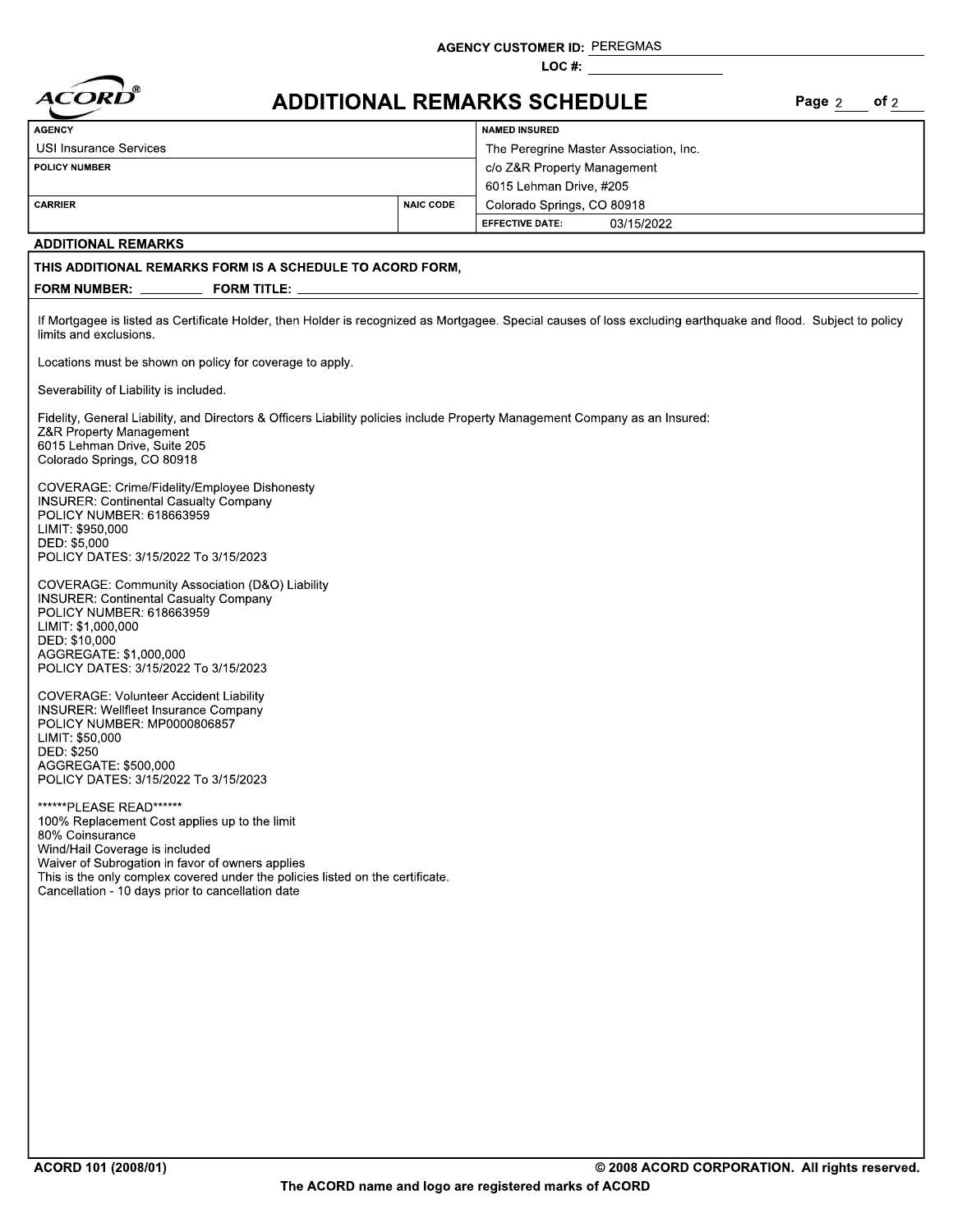AGENCY CUSTOMER ID: PEREGMAS

LOC #:

# ADDITIONAL REMARKS SCHEDULE

| AGENCY | | NAMED INSURED |
|---|---|---|
| USI Insurance Services | | The Peregrine Master Association, Inc. |
| POLICY NUMBER | | c/o Z&R Property Management |
| | | 6015 Lehman Drive, #205 |
| CARRIER | NAIC CODE | Colorado Springs, CO 80918 |
| | | EFFECTIVE DATE: 03/15/2022 |

## ADDITIONAL REMARKS

THIS ADDITIONAL REMARKS FORM IS A SCHEDULE TO ACORD FORM,

FORM NUMBER: ________ FORM TITLE: ________

If Mortgagee is listed as Certificate Holder, then Holder is recognized as Mortgagee. Special causes of loss excluding earthquake and flood. Subject to policy limits and exclusions.

Locations must be shown on policy for coverage to apply.

Severability of Liability is included.

Fidelity, General Liability, and Directors & Officers Liability policies include Property Management Company as an Insured:
Z&R Property Management
6015 Lehman Drive, Suite 205
Colorado Springs, CO 80918

COVERAGE: Crime/Fidelity/Employee Dishonesty
INSURER: Continental Casualty Company
POLICY NUMBER: 618663959
LIMIT: $950,000
DED: $5,000
POLICY DATES: 3/15/2022 To 3/15/2023

COVERAGE: Community Association (D&O) Liability
INSURER: Continental Casualty Company
POLICY NUMBER: 618663959
LIMIT: $1,000,000
DED: $10,000
AGGREGATE: $1,000,000
POLICY DATES: 3/15/2022 To 3/15/2023

COVERAGE: Volunteer Accident Liability
INSURER: Wellfleet Insurance Company
POLICY NUMBER: MP0000806857
LIMIT: $50,000
DED: $250
AGGREGATE: $500,000
POLICY DATES: 3/15/2022 To 3/15/2023

******PLEASE READ******
100% Replacement Cost applies up to the limit
80% Coinsurance
Wind/Hail Coverage is included
Waiver of Subrogation in favor of owners applies
This is the only complex covered under the policies listed on the certificate.
Cancellation - 10 days prior to cancellation date

ACORD 101 (2008/01)

© 2008 ACORD CORPORATION. All rights reserved.

The ACORD name and logo are registered marks of ACORD